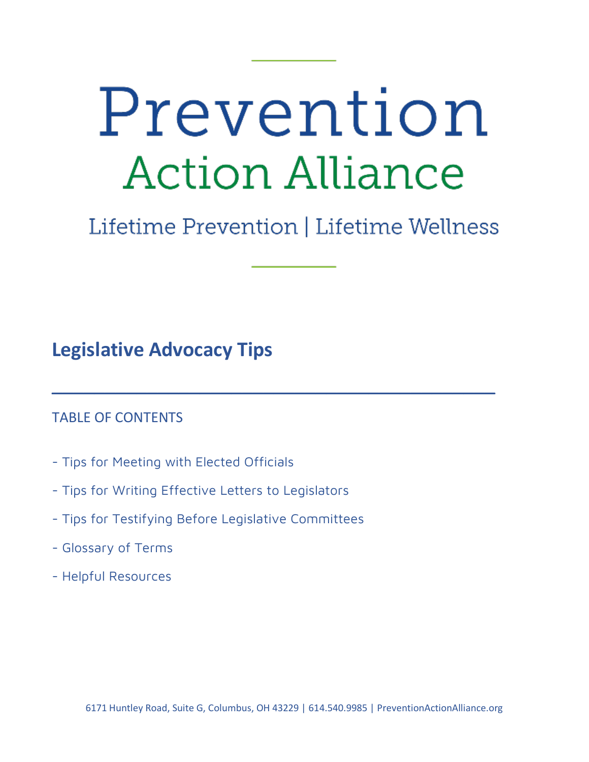# Prevention Action Alliance

Lifetime Prevention | Lifetime Wellness

## Legislative Advocacy Tips

TABLE OF CONTENTS

- Tips for Meeting with Elected Officials
- Tips for Writing Effective Letters to Legislators
- Tips for Testifying Before Legislative Committees
- Glossary of Terms
- Helpful Resources

6171 Huntley Road, Suite G, Columbus, OH 43229 | 614.540.9985 | PreventionActionAlliance.org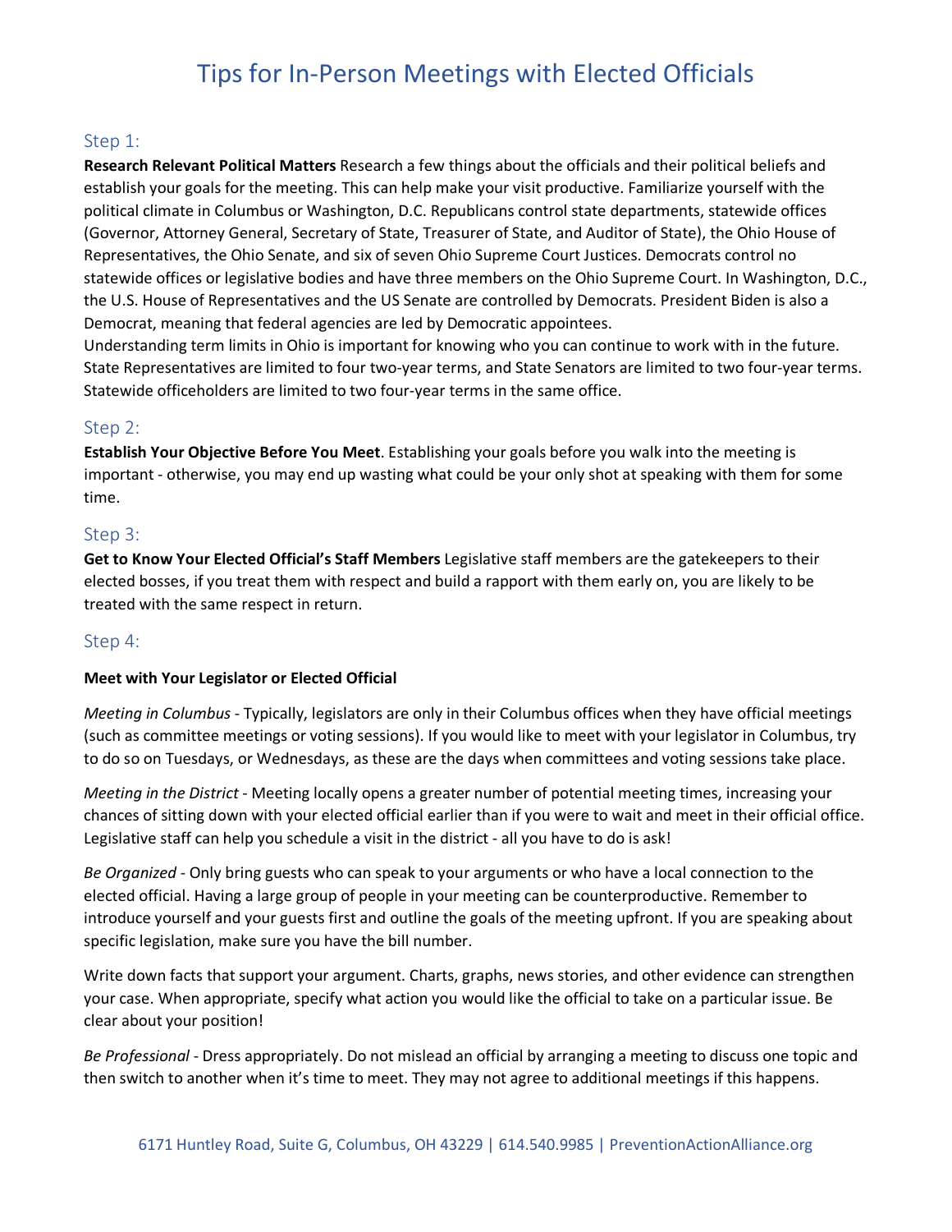# Tips for In-Person Meetings with Elected Officials

## Step 1:

**Research Relevant Political Matters** Research a few things about the officials and their political beliefs and establish your goals for the meeting. This can help make your visit productive. Familiarize yourself with the political climate in Columbus or Washington, D.C. Republicans control state departments, statewide offices (Governor, Attorney General, Secretary of State, Treasurer of State, and Auditor of State), the Ohio House of Representatives, the Ohio Senate, and six of seven Ohio Supreme Court Justices. Democrats control no statewide offices or legislative bodies and have three members on the Ohio Supreme Court. In Washington, D.C., the U.S. House of Representatives and the US Senate are controlled by Democrats. President Biden is also a Democrat, meaning that federal agencies are led by Democratic appointees.

Understanding term limits in Ohio is important for knowing who you can continue to work with in the future. State Representatives are limited to four two-year terms, and State Senators are limited to two four-year terms. Statewide officeholders are limited to two four-year terms in the same office.

## Step 2:

**Establish Your Objective Before You Meet**. Establishing your goals before you walk into the meeting is important - otherwise, you may end up wasting what could be your only shot at speaking with them for some time.

## Step 3:

**Get to Know Your Elected Official's Staff Members** Legislative staff members are the gatekeepers to their elected bosses, if you treat them with respect and build a rapport with them early on, you are likely to be treated with the same respect in return.

## Step 4:

**Meet with Your Legislator or Elected Official**

*Meeting in Columbus* - Typically, legislators are only in their Columbus offices when they have official meetings (such as committee meetings or voting sessions). If you would like to meet with your legislator in Columbus, try to do so on Tuesdays, or Wednesdays, as these are the days when committees and voting sessions take place.

*Meeting in the District* - Meeting locally opens a greater number of potential meeting times, increasing your chances of sitting down with your elected official earlier than if you were to wait and meet in their official office. Legislative staff can help you schedule a visit in the district - all you have to do is ask!

*Be Organized* - Only bring guests who can speak to your arguments or who have a local connection to the elected official. Having a large group of people in your meeting can be counterproductive. Remember to introduce yourself and your guests first and outline the goals of the meeting upfront. If you are speaking about specific legislation, make sure you have the bill number.

Write down facts that support your argument. Charts, graphs, news stories, and other evidence can strengthen your case. When appropriate, specify what action you would like the official to take on a particular issue. Be clear about your position!

*Be Professional* - Dress appropriately. Do not mislead an official by arranging a meeting to discuss one topic and then switch to another when it's time to meet. They may not agree to additional meetings if this happens.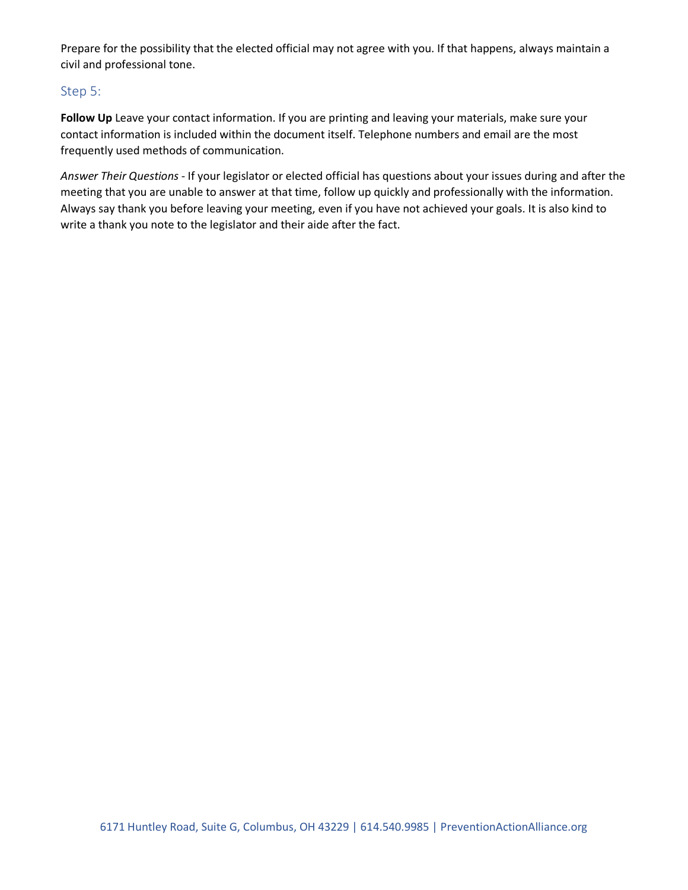Prepare for the possibility that the elected official may not agree with you. If that happens, always maintain a civil and professional tone.

## Step 5:

**Follow Up** Leave your contact information. If you are printing and leaving your materials, make sure your contact information is included within the document itself. Telephone numbers and email are the most frequently used methods of communication.

*Answer Their Questions* - If your legislator or elected official has questions about your issues during and after the meeting that you are unable to answer at that time, follow up quickly and professionally with the information. Always say thank you before leaving your meeting, even if you have not achieved your goals. It is also kind to write a thank you note to the legislator and their aide after the fact.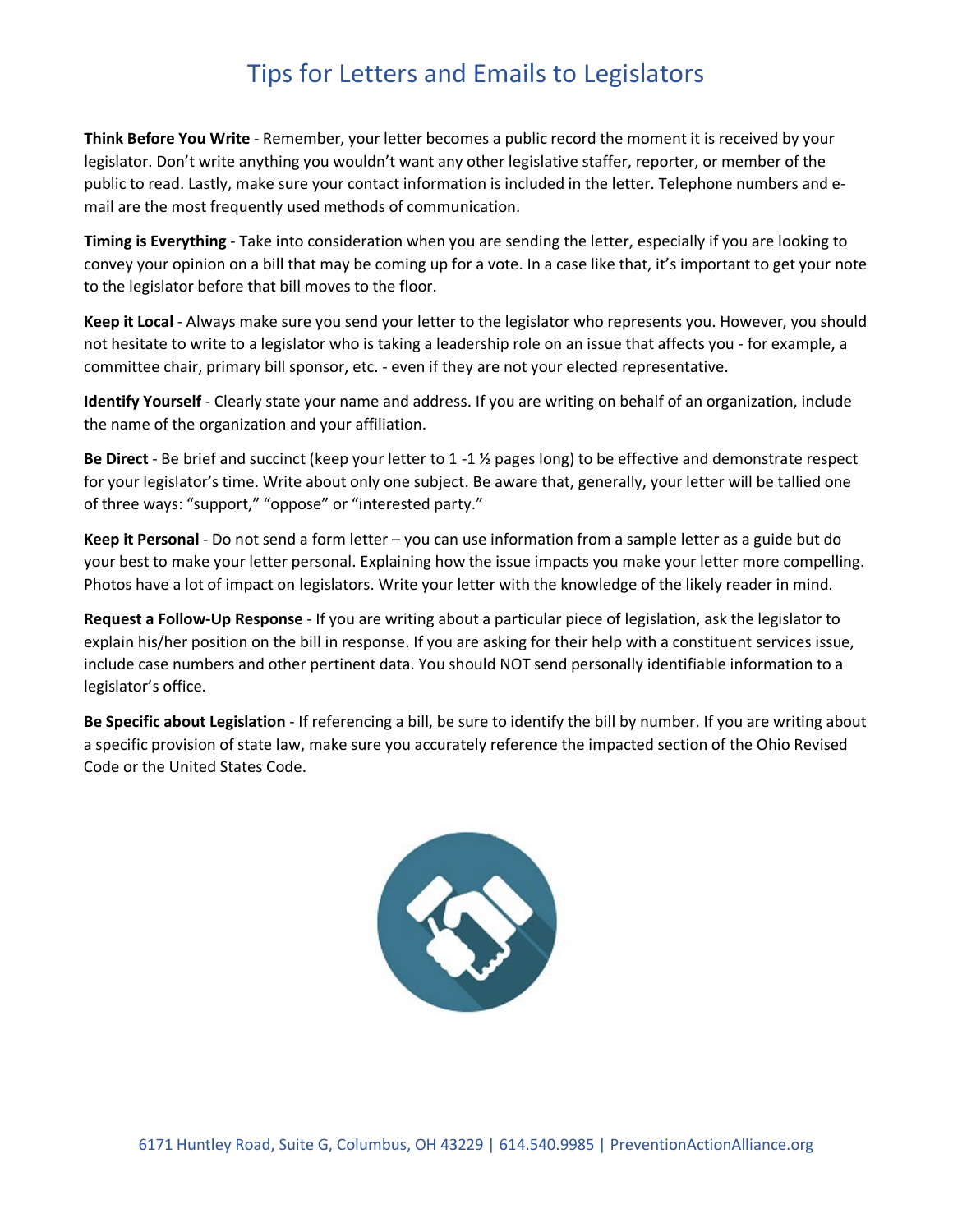# Tips for Letters and Emails to Legislators

**Think Before You Write** - Remember, your letter becomes a public record the moment it is received by your legislator. Don't write anything you wouldn't want any other legislative staffer, reporter, or member of the public to read. Lastly, make sure your contact information is included in the letter. Telephone numbers and e-mail are the most frequently used methods of communication.

**Timing is Everything** - Take into consideration when you are sending the letter, especially if you are looking to convey your opinion on a bill that may be coming up for a vote. In a case like that, it's important to get your note to the legislator before that bill moves to the floor.

**Keep it Local** - Always make sure you send your letter to the legislator who represents you. However, you should not hesitate to write to a legislator who is taking a leadership role on an issue that affects you - for example, a committee chair, primary bill sponsor, etc. - even if they are not your elected representative.

**Identify Yourself** - Clearly state your name and address. If you are writing on behalf of an organization, include the name of the organization and your affiliation.

**Be Direct** - Be brief and succinct (keep your letter to 1 -1 ½ pages long) to be effective and demonstrate respect for your legislator's time. Write about only one subject. Be aware that, generally, your letter will be tallied one of three ways: "support," "oppose" or "interested party."

**Keep it Personal** - Do not send a form letter – you can use information from a sample letter as a guide but do your best to make your letter personal. Explaining how the issue impacts you make your letter more compelling. Photos have a lot of impact on legislators. Write your letter with the knowledge of the likely reader in mind.

**Request a Follow-Up Response** - If you are writing about a particular piece of legislation, ask the legislator to explain his/her position on the bill in response. If you are asking for their help with a constituent services issue, include case numbers and other pertinent data. You should NOT send personally identifiable information to a legislator's office.

**Be Specific about Legislation** - If referencing a bill, be sure to identify the bill by number. If you are writing about a specific provision of state law, make sure you accurately reference the impacted section of the Ohio Revised Code or the United States Code.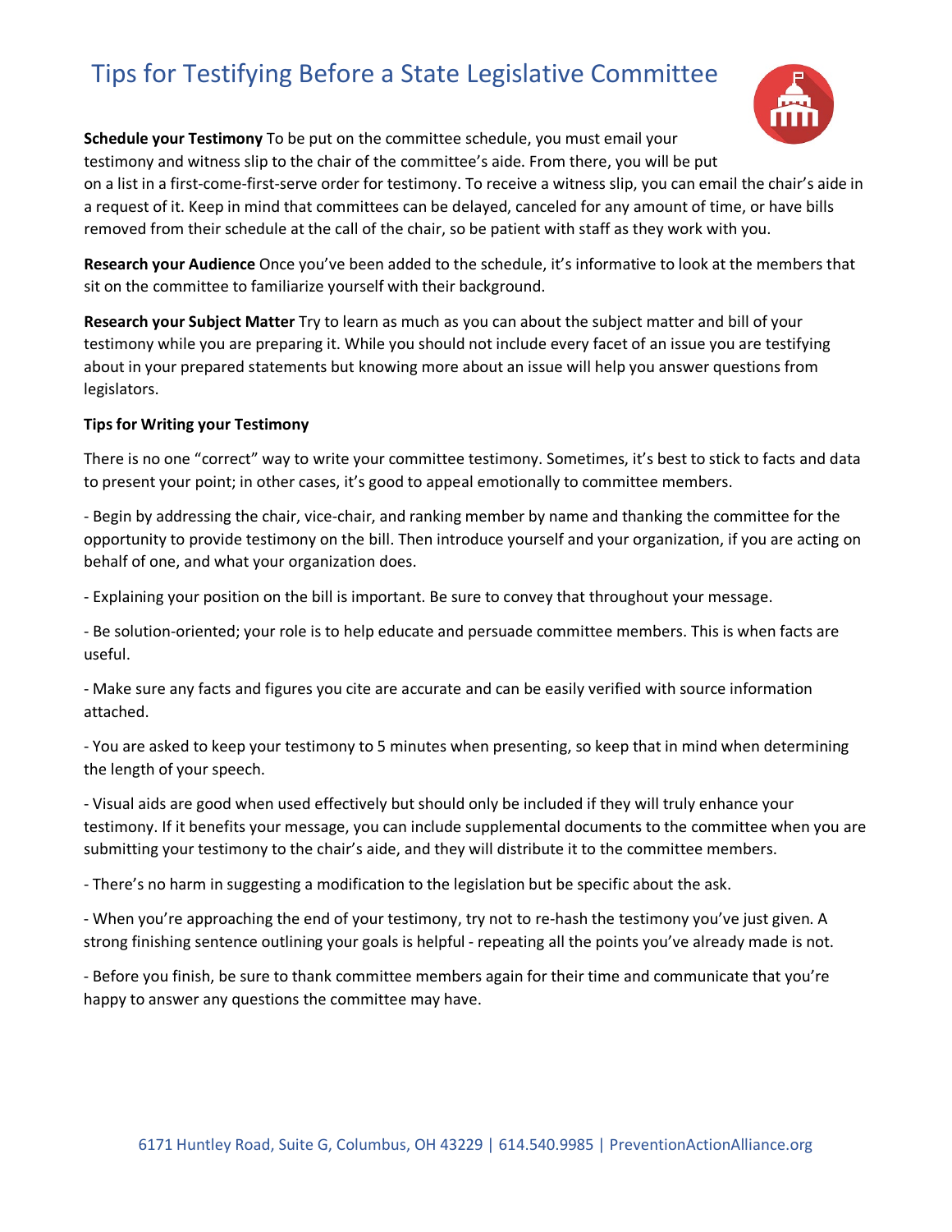# Tips for Testifying Before a State Legislative Committee

**Schedule your Testimony** To be put on the committee schedule, you must email your testimony and witness slip to the chair of the committee's aide. From there, you will be put on a list in a first-come-first-serve order for testimony. To receive a witness slip, you can email the chair's aide in a request of it. Keep in mind that committees can be delayed, canceled for any amount of time, or have bills removed from their schedule at the call of the chair, so be patient with staff as they work with you.

**Research your Audience** Once you've been added to the schedule, it's informative to look at the members that sit on the committee to familiarize yourself with their background.

**Research your Subject Matter** Try to learn as much as you can about the subject matter and bill of your testimony while you are preparing it. While you should not include every facet of an issue you are testifying about in your prepared statements but knowing more about an issue will help you answer questions from legislators.

**Tips for Writing your Testimony**

There is no one "correct" way to write your committee testimony. Sometimes, it's best to stick to facts and data to present your point; in other cases, it's good to appeal emotionally to committee members.

- Begin by addressing the chair, vice-chair, and ranking member by name and thanking the committee for the opportunity to provide testimony on the bill. Then introduce yourself and your organization, if you are acting on behalf of one, and what your organization does.

- Explaining your position on the bill is important. Be sure to convey that throughout your message.

- Be solution-oriented; your role is to help educate and persuade committee members. This is when facts are useful.

- Make sure any facts and figures you cite are accurate and can be easily verified with source information attached.

- You are asked to keep your testimony to 5 minutes when presenting, so keep that in mind when determining the length of your speech.

- Visual aids are good when used effectively but should only be included if they will truly enhance your testimony. If it benefits your message, you can include supplemental documents to the committee when you are submitting your testimony to the chair's aide, and they will distribute it to the committee members.

- There's no harm in suggesting a modification to the legislation but be specific about the ask.

- When you're approaching the end of your testimony, try not to re-hash the testimony you've just given. A strong finishing sentence outlining your goals is helpful - repeating all the points you've already made is not.

- Before you finish, be sure to thank committee members again for their time and communicate that you're happy to answer any questions the committee may have.

6171 Huntley Road, Suite G, Columbus, OH 43229 | 614.540.9985 | PreventionActionAlliance.org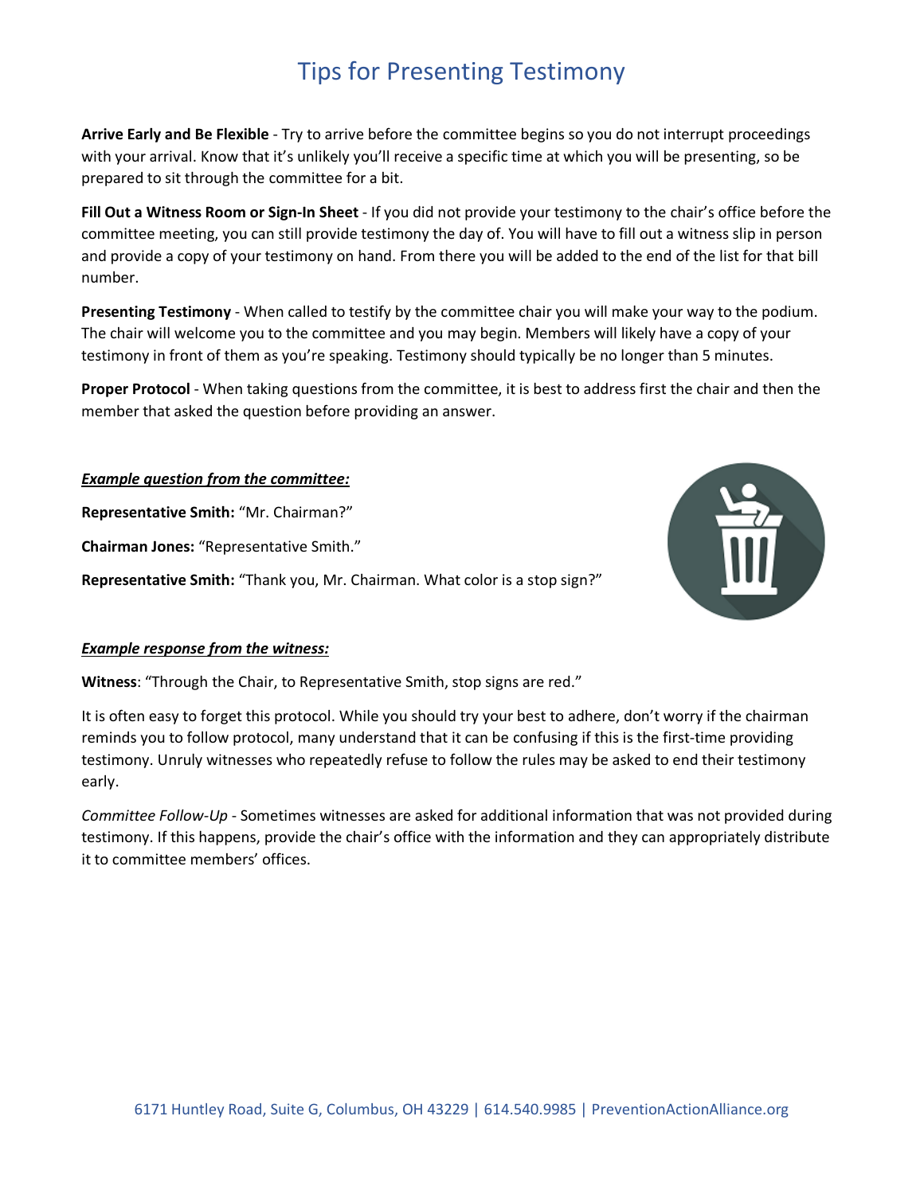# Tips for Presenting Testimony

**Arrive Early and Be Flexible** - Try to arrive before the committee begins so you do not interrupt proceedings with your arrival. Know that it's unlikely you'll receive a specific time at which you will be presenting, so be prepared to sit through the committee for a bit.

**Fill Out a Witness Room or Sign-In Sheet** - If you did not provide your testimony to the chair's office before the committee meeting, you can still provide testimony the day of. You will have to fill out a witness slip in person and provide a copy of your testimony on hand. From there you will be added to the end of the list for that bill number.

**Presenting Testimony** - When called to testify by the committee chair you will make your way to the podium. The chair will welcome you to the committee and you may begin. Members will likely have a copy of your testimony in front of them as you're speaking. Testimony should typically be no longer than 5 minutes.

**Proper Protocol** - When taking questions from the committee, it is best to address first the chair and then the member that asked the question before providing an answer.

***Example question from the committee:***

**Representative Smith:** "Mr. Chairman?"

**Chairman Jones:** "Representative Smith."

**Representative Smith:** "Thank you, Mr. Chairman. What color is a stop sign?"

***Example response from the witness:***

**Witness**: "Through the Chair, to Representative Smith, stop signs are red."

It is often easy to forget this protocol. While you should try your best to adhere, don't worry if the chairman reminds you to follow protocol, many understand that it can be confusing if this is the first-time providing testimony. Unruly witnesses who repeatedly refuse to follow the rules may be asked to end their testimony early.

*Committee Follow-Up* - Sometimes witnesses are asked for additional information that was not provided during testimony. If this happens, provide the chair's office with the information and they can appropriately distribute it to committee members' offices.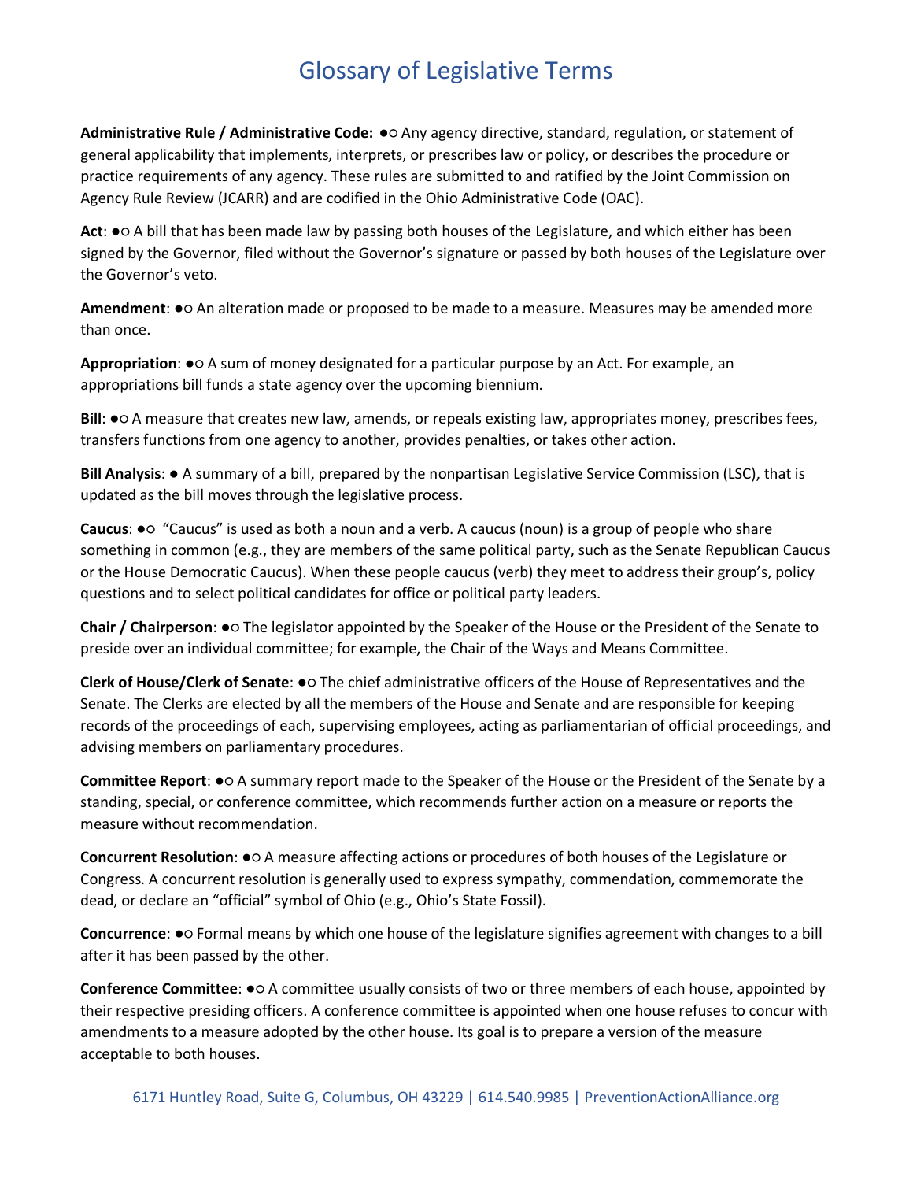# Glossary of Legislative Terms

**Administrative Rule / Administrative Code:** ●○ Any agency directive, standard, regulation, or statement of general applicability that implements, interprets, or prescribes law or policy, or describes the procedure or practice requirements of any agency. These rules are submitted to and ratified by the Joint Commission on Agency Rule Review (JCARR) and are codified in the Ohio Administrative Code (OAC).

**Act**: ●○ A bill that has been made law by passing both houses of the Legislature, and which either has been signed by the Governor, filed without the Governor's signature or passed by both houses of the Legislature over the Governor's veto.

**Amendment**: ●○ An alteration made or proposed to be made to a measure. Measures may be amended more than once.

**Appropriation**: ●○ A sum of money designated for a particular purpose by an Act. For example, an appropriations bill funds a state agency over the upcoming biennium.

**Bill**: ●○ A measure that creates new law, amends, or repeals existing law, appropriates money, prescribes fees, transfers functions from one agency to another, provides penalties, or takes other action.

**Bill Analysis**: ● A summary of a bill, prepared by the nonpartisan Legislative Service Commission (LSC), that is updated as the bill moves through the legislative process.

**Caucus**: ●○ "Caucus" is used as both a noun and a verb. A caucus (noun) is a group of people who share something in common (e.g., they are members of the same political party, such as the Senate Republican Caucus or the House Democratic Caucus). When these people caucus (verb) they meet to address their group's, policy questions and to select political candidates for office or political party leaders.

**Chair / Chairperson**: ●○ The legislator appointed by the Speaker of the House or the President of the Senate to preside over an individual committee; for example, the Chair of the Ways and Means Committee.

**Clerk of House/Clerk of Senate**: ●○ The chief administrative officers of the House of Representatives and the Senate. The Clerks are elected by all the members of the House and Senate and are responsible for keeping records of the proceedings of each, supervising employees, acting as parliamentarian of official proceedings, and advising members on parliamentary procedures.

**Committee Report**: ●○ A summary report made to the Speaker of the House or the President of the Senate by a standing, special, or conference committee, which recommends further action on a measure or reports the measure without recommendation.

**Concurrent Resolution**: ●○ A measure affecting actions or procedures of both houses of the Legislature or Congress. A concurrent resolution is generally used to express sympathy, commendation, commemorate the dead, or declare an "official" symbol of Ohio (e.g., Ohio's State Fossil).

**Concurrence**: ●○ Formal means by which one house of the legislature signifies agreement with changes to a bill after it has been passed by the other.

**Conference Committee**: ●○ A committee usually consists of two or three members of each house, appointed by their respective presiding officers. A conference committee is appointed when one house refuses to concur with amendments to a measure adopted by the other house. Its goal is to prepare a version of the measure acceptable to both houses.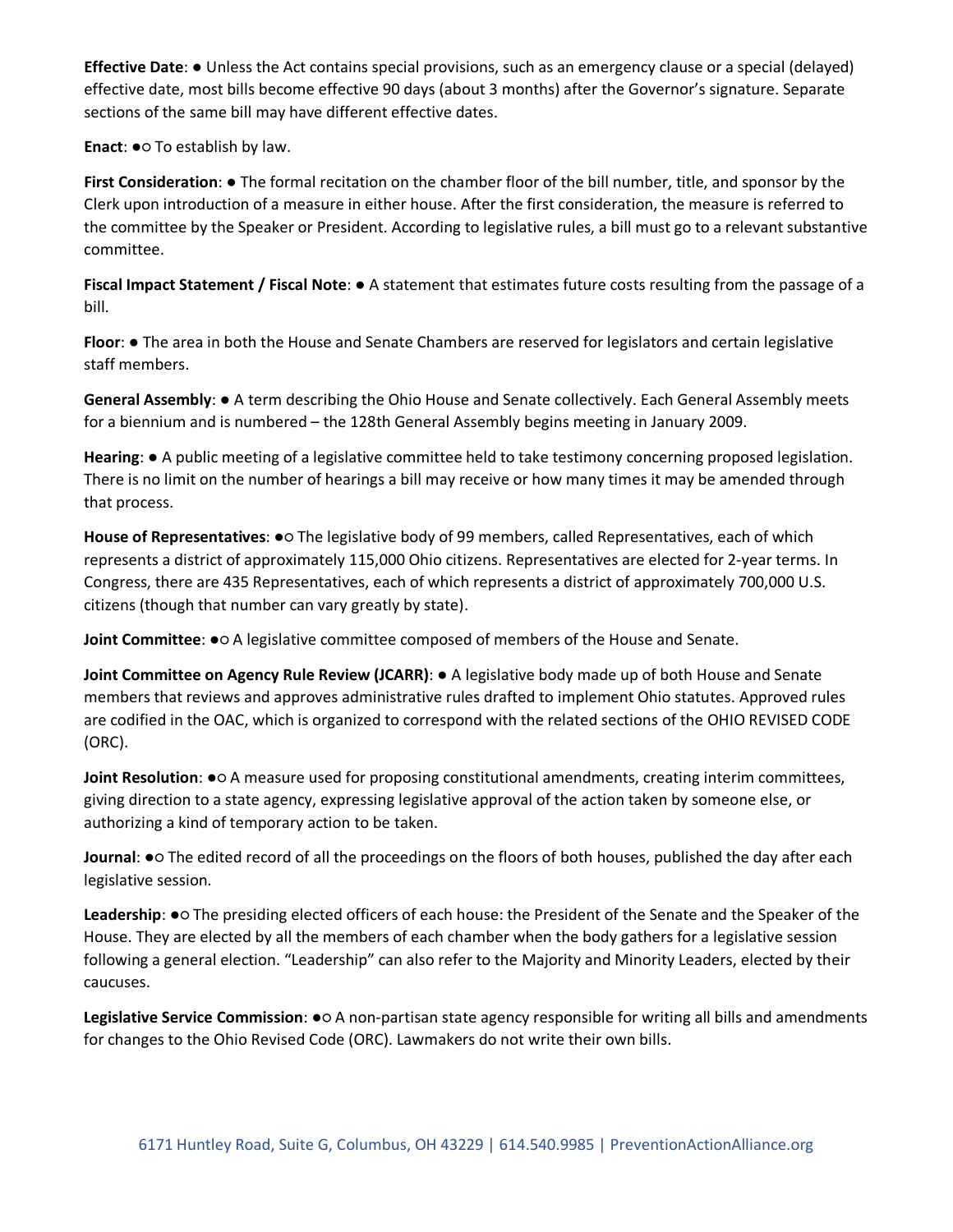**Effective Date**: ● Unless the Act contains special provisions, such as an emergency clause or a special (delayed) effective date, most bills become effective 90 days (about 3 months) after the Governor's signature. Separate sections of the same bill may have different effective dates.

**Enact**: ●○ To establish by law.

**First Consideration**: ● The formal recitation on the chamber floor of the bill number, title, and sponsor by the Clerk upon introduction of a measure in either house. After the first consideration, the measure is referred to the committee by the Speaker or President. According to legislative rules, a bill must go to a relevant substantive committee.

**Fiscal Impact Statement / Fiscal Note**: ● A statement that estimates future costs resulting from the passage of a bill.

**Floor**: ● The area in both the House and Senate Chambers are reserved for legislators and certain legislative staff members.

**General Assembly**: ● A term describing the Ohio House and Senate collectively. Each General Assembly meets for a biennium and is numbered – the 128th General Assembly begins meeting in January 2009.

**Hearing**: ● A public meeting of a legislative committee held to take testimony concerning proposed legislation. There is no limit on the number of hearings a bill may receive or how many times it may be amended through that process.

**House of Representatives**: ●○ The legislative body of 99 members, called Representatives, each of which represents a district of approximately 115,000 Ohio citizens. Representatives are elected for 2-year terms. In Congress, there are 435 Representatives, each of which represents a district of approximately 700,000 U.S. citizens (though that number can vary greatly by state).

**Joint Committee**: ●○ A legislative committee composed of members of the House and Senate.

**Joint Committee on Agency Rule Review (JCARR)**: ● A legislative body made up of both House and Senate members that reviews and approves administrative rules drafted to implement Ohio statutes. Approved rules are codified in the OAC, which is organized to correspond with the related sections of the OHIO REVISED CODE (ORC).

**Joint Resolution**: ●○ A measure used for proposing constitutional amendments, creating interim committees, giving direction to a state agency, expressing legislative approval of the action taken by someone else, or authorizing a kind of temporary action to be taken.

**Journal**: ●○ The edited record of all the proceedings on the floors of both houses, published the day after each legislative session.

**Leadership**: ●○ The presiding elected officers of each house: the President of the Senate and the Speaker of the House. They are elected by all the members of each chamber when the body gathers for a legislative session following a general election. "Leadership" can also refer to the Majority and Minority Leaders, elected by their caucuses.

**Legislative Service Commission**: ●○ A non-partisan state agency responsible for writing all bills and amendments for changes to the Ohio Revised Code (ORC). Lawmakers do not write their own bills.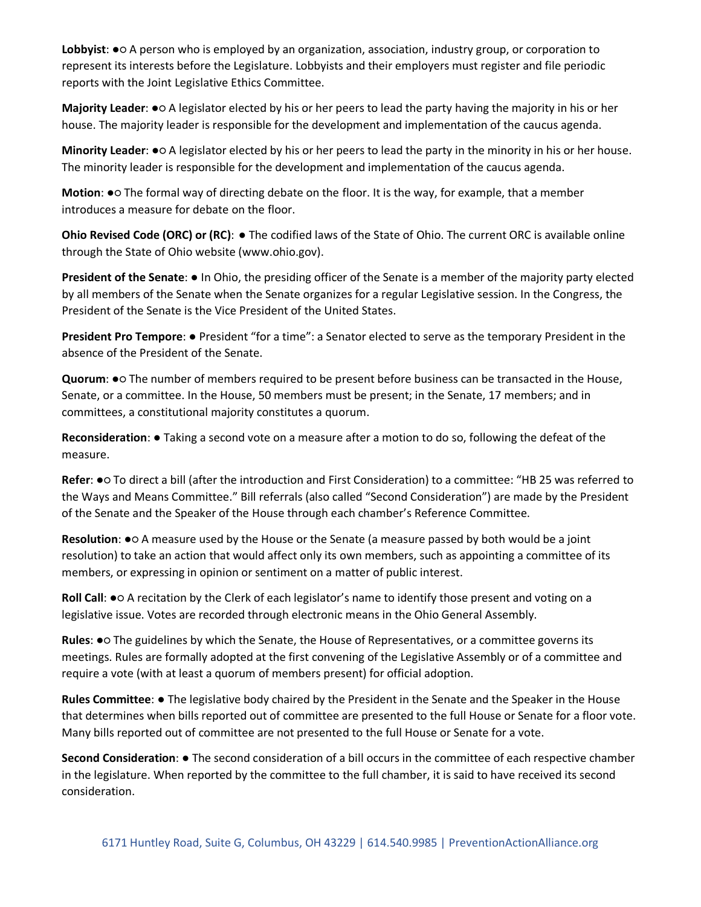**Lobbyist**: ●○ A person who is employed by an organization, association, industry group, or corporation to represent its interests before the Legislature. Lobbyists and their employers must register and file periodic reports with the Joint Legislative Ethics Committee.

**Majority Leader**: ●○ A legislator elected by his or her peers to lead the party having the majority in his or her house. The majority leader is responsible for the development and implementation of the caucus agenda.

**Minority Leader**: ●○ A legislator elected by his or her peers to lead the party in the minority in his or her house. The minority leader is responsible for the development and implementation of the caucus agenda.

**Motion**: ●○ The formal way of directing debate on the floor. It is the way, for example, that a member introduces a measure for debate on the floor.

**Ohio Revised Code (ORC) or (RC)**: ● The codified laws of the State of Ohio. The current ORC is available online through the State of Ohio website (www.ohio.gov).

**President of the Senate**: ● In Ohio, the presiding officer of the Senate is a member of the majority party elected by all members of the Senate when the Senate organizes for a regular Legislative session. In the Congress, the President of the Senate is the Vice President of the United States.

**President Pro Tempore**: ● President "for a time": a Senator elected to serve as the temporary President in the absence of the President of the Senate.

**Quorum**: ●○ The number of members required to be present before business can be transacted in the House, Senate, or a committee. In the House, 50 members must be present; in the Senate, 17 members; and in committees, a constitutional majority constitutes a quorum.

**Reconsideration**: ● Taking a second vote on a measure after a motion to do so, following the defeat of the measure.

**Refer**: ●○ To direct a bill (after the introduction and First Consideration) to a committee: "HB 25 was referred to the Ways and Means Committee." Bill referrals (also called "Second Consideration") are made by the President of the Senate and the Speaker of the House through each chamber's Reference Committee.

**Resolution**: ●○ A measure used by the House or the Senate (a measure passed by both would be a joint resolution) to take an action that would affect only its own members, such as appointing a committee of its members, or expressing in opinion or sentiment on a matter of public interest.

**Roll Call**: ●○ A recitation by the Clerk of each legislator's name to identify those present and voting on a legislative issue. Votes are recorded through electronic means in the Ohio General Assembly.

**Rules**: ●○ The guidelines by which the Senate, the House of Representatives, or a committee governs its meetings. Rules are formally adopted at the first convening of the Legislative Assembly or of a committee and require a vote (with at least a quorum of members present) for official adoption.

**Rules Committee**: ● The legislative body chaired by the President in the Senate and the Speaker in the House that determines when bills reported out of committee are presented to the full House or Senate for a floor vote. Many bills reported out of committee are not presented to the full House or Senate for a vote.

**Second Consideration**: ● The second consideration of a bill occurs in the committee of each respective chamber in the legislature. When reported by the committee to the full chamber, it is said to have received its second consideration.

6171 Huntley Road, Suite G, Columbus, OH 43229 | 614.540.9985 | PreventionActionAlliance.org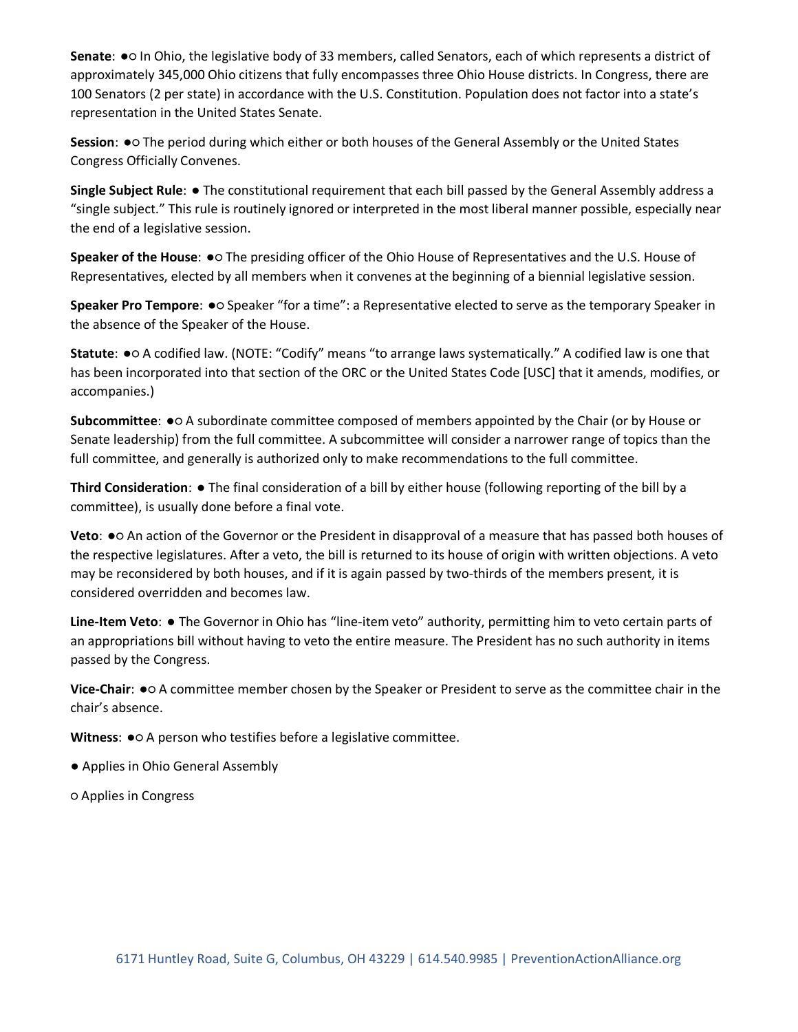**Senate**: ●○ In Ohio, the legislative body of 33 members, called Senators, each of which represents a district of approximately 345,000 Ohio citizens that fully encompasses three Ohio House districts. In Congress, there are 100 Senators (2 per state) in accordance with the U.S. Constitution. Population does not factor into a state's representation in the United States Senate.

**Session**: ●○ The period during which either or both houses of the General Assembly or the United States Congress Officially Convenes.

**Single Subject Rule**: ● The constitutional requirement that each bill passed by the General Assembly address a "single subject." This rule is routinely ignored or interpreted in the most liberal manner possible, especially near the end of a legislative session.

**Speaker of the House**: ●○ The presiding officer of the Ohio House of Representatives and the U.S. House of Representatives, elected by all members when it convenes at the beginning of a biennial legislative session.

**Speaker Pro Tempore**: ●○ Speaker "for a time": a Representative elected to serve as the temporary Speaker in the absence of the Speaker of the House.

**Statute**: ●○ A codified law. (NOTE: "Codify" means "to arrange laws systematically." A codified law is one that has been incorporated into that section of the ORC or the United States Code [USC] that it amends, modifies, or accompanies.)

**Subcommittee**: ●○ A subordinate committee composed of members appointed by the Chair (or by House or Senate leadership) from the full committee. A subcommittee will consider a narrower range of topics than the full committee, and generally is authorized only to make recommendations to the full committee.

**Third Consideration**: ● The final consideration of a bill by either house (following reporting of the bill by a committee), is usually done before a final vote.

**Veto**: ●○ An action of the Governor or the President in disapproval of a measure that has passed both houses of the respective legislatures. After a veto, the bill is returned to its house of origin with written objections. A veto may be reconsidered by both houses, and if it is again passed by two-thirds of the members present, it is considered overridden and becomes law.

**Line-Item Veto**: ● The Governor in Ohio has "line-item veto" authority, permitting him to veto certain parts of an appropriations bill without having to veto the entire measure. The President has no such authority in items passed by the Congress.

**Vice-Chair**: ●○ A committee member chosen by the Speaker or President to serve as the committee chair in the chair's absence.

**Witness**: ●○ A person who testifies before a legislative committee.

● Applies in Ohio General Assembly

○ Applies in Congress

6171 Huntley Road, Suite G, Columbus, OH 43229 | 614.540.9985 | PreventionActionAlliance.org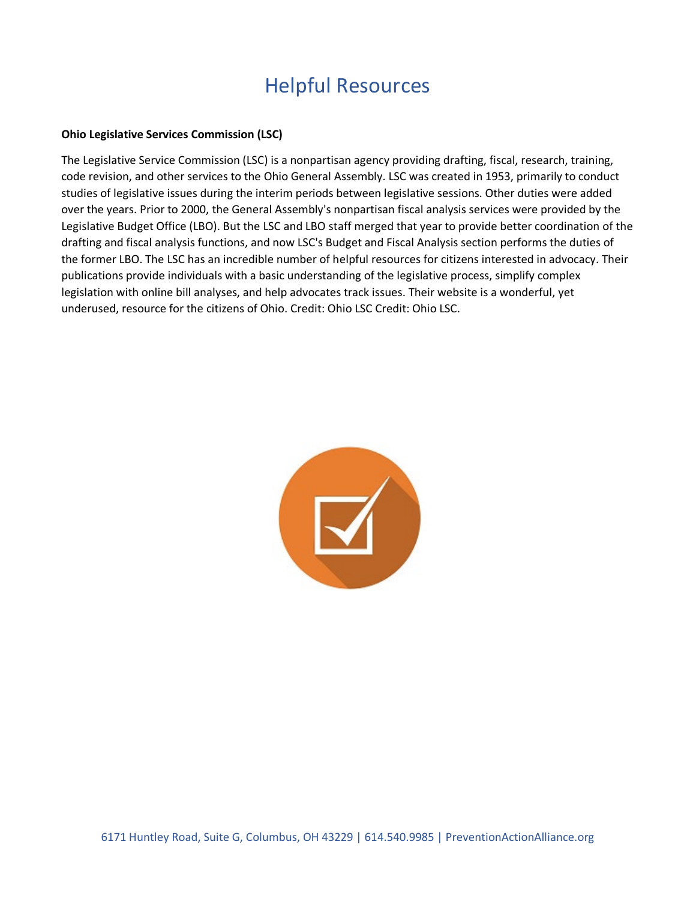# Helpful Resources

**Ohio Legislative Services Commission (LSC)**

The Legislative Service Commission (LSC) is a nonpartisan agency providing drafting, fiscal, research, training, code revision, and other services to the Ohio General Assembly. LSC was created in 1953, primarily to conduct studies of legislative issues during the interim periods between legislative sessions. Other duties were added over the years. Prior to 2000, the General Assembly's nonpartisan fiscal analysis services were provided by the Legislative Budget Office (LBO). But the LSC and LBO staff merged that year to provide better coordination of the drafting and fiscal analysis functions, and now LSC's Budget and Fiscal Analysis section performs the duties of the former LBO. The LSC has an incredible number of helpful resources for citizens interested in advocacy. Their publications provide individuals with a basic understanding of the legislative process, simplify complex legislation with online bill analyses, and help advocates track issues. Their website is a wonderful, yet underused, resource for the citizens of Ohio. Credit: Ohio LSC Credit: Ohio LSC.